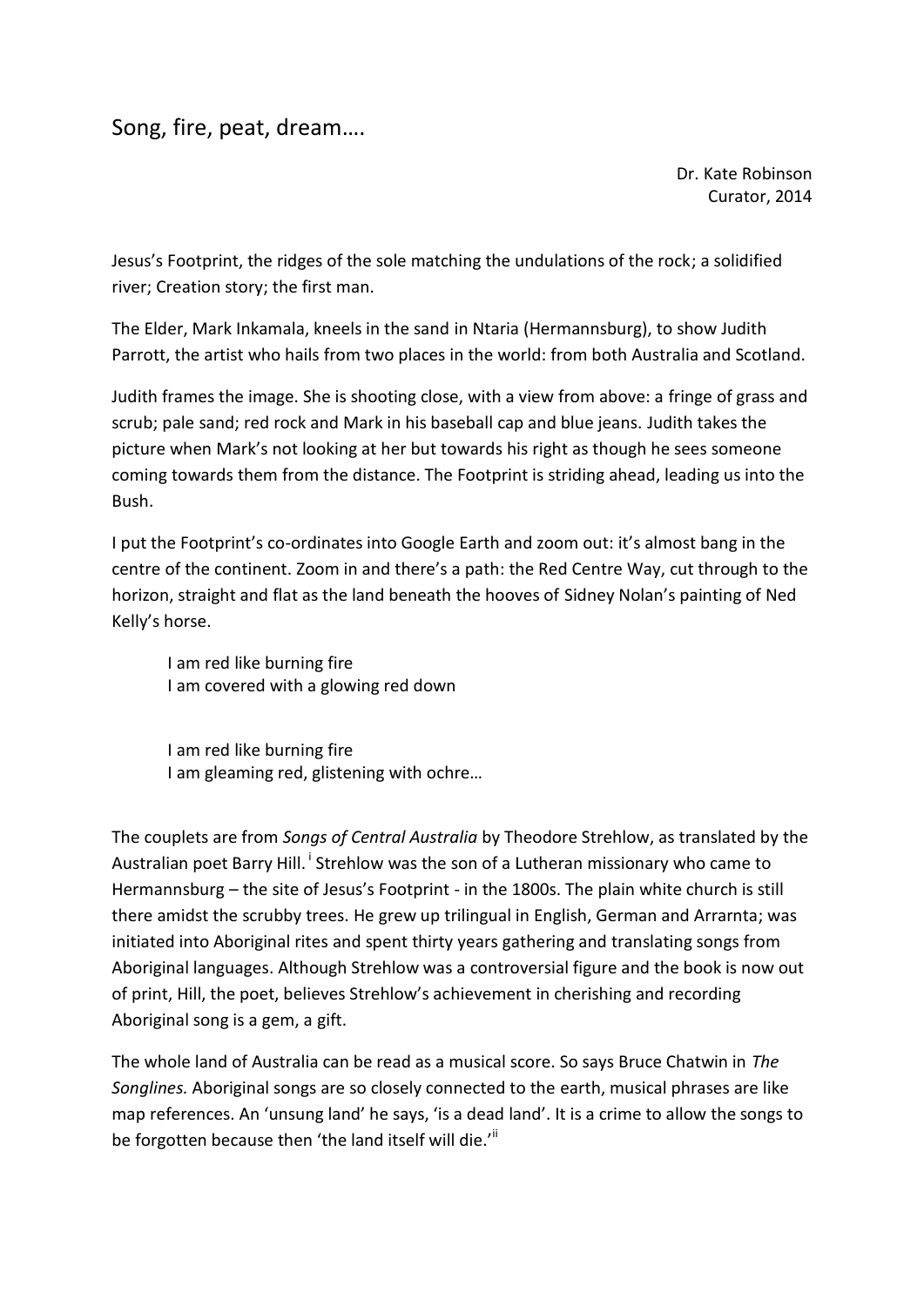# Song, fire, peat, dream….

Dr. Kate Robinson
Curator, 2014

Jesus's Footprint, the ridges of the sole matching the undulations of the rock; a solidified river; Creation story; the first man.

The Elder, Mark Inkamala, kneels in the sand in Ntaria (Hermannsburg), to show Judith Parrott, the artist who hails from two places in the world: from both Australia and Scotland.

Judith frames the image. She is shooting close, with a view from above: a fringe of grass and scrub; pale sand; red rock and Mark in his baseball cap and blue jeans. Judith takes the picture when Mark's not looking at her but towards his right as though he sees someone coming towards them from the distance. The Footprint is striding ahead, leading us into the Bush.

I put the Footprint's co-ordinates into Google Earth and zoom out: it's almost bang in the centre of the continent. Zoom in and there's a path: the Red Centre Way, cut through to the horizon, straight and flat as the land beneath the hooves of Sidney Nolan's painting of Ned Kelly's horse.

> I am red like burning fire
> I am covered with a glowing red down
>
> I am red like burning fire
> I am gleaming red, glistening with ochre…

The couplets are from *Songs of Central Australia* by Theodore Strehlow, as translated by the Australian poet Barry Hill.[i] Strehlow was the son of a Lutheran missionary who came to Hermannsburg – the site of Jesus's Footprint - in the 1800s. The plain white church is still there amidst the scrubby trees. He grew up trilingual in English, German and Arrarnta; was initiated into Aboriginal rites and spent thirty years gathering and translating songs from Aboriginal languages. Although Strehlow was a controversial figure and the book is now out of print, Hill, the poet, believes Strehlow's achievement in cherishing and recording Aboriginal song is a gem, a gift.

The whole land of Australia can be read as a musical score. So says Bruce Chatwin in *The Songlines.* Aboriginal songs are so closely connected to the earth, musical phrases are like map references. An 'unsung land' he says, 'is a dead land'. It is a crime to allow the songs to be forgotten because then 'the land itself will die.'[ii]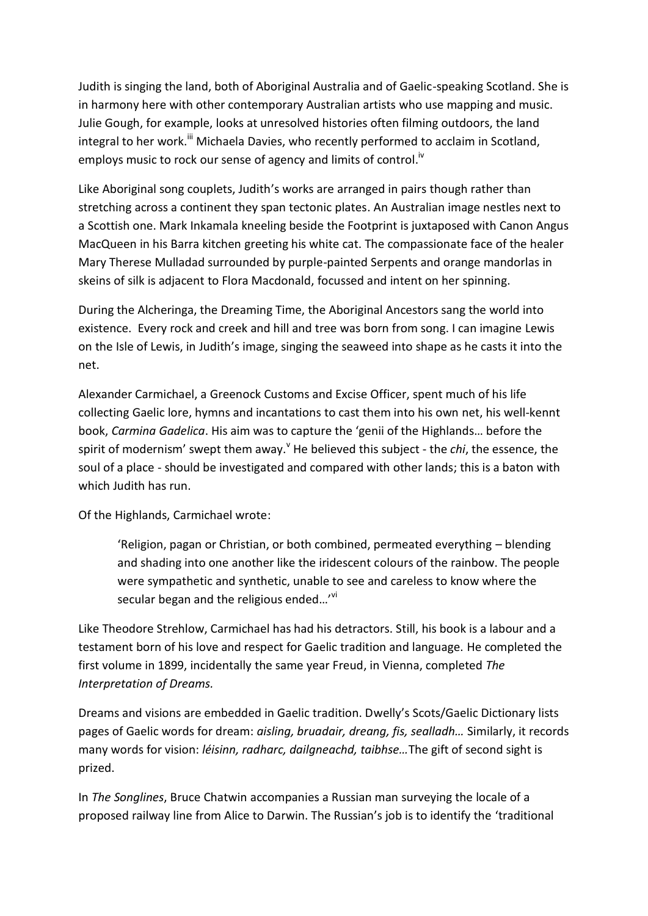Judith is singing the land, both of Aboriginal Australia and of Gaelic-speaking Scotland. She is in harmony here with other contemporary Australian artists who use mapping and music. Julie Gough, for example, looks at unresolved histories often filming outdoors, the land integral to her work.[iii] Michaela Davies, who recently performed to acclaim in Scotland, employs music to rock our sense of agency and limits of control.[iv]

Like Aboriginal song couplets, Judith's works are arranged in pairs though rather than stretching across a continent they span tectonic plates. An Australian image nestles next to a Scottish one. Mark Inkamala kneeling beside the Footprint is juxtaposed with Canon Angus MacQueen in his Barra kitchen greeting his white cat. The compassionate face of the healer Mary Therese Mulladad surrounded by purple-painted Serpents and orange mandorlas in skeins of silk is adjacent to Flora Macdonald, focussed and intent on her spinning.

During the Alcheringa, the Dreaming Time, the Aboriginal Ancestors sang the world into existence. Every rock and creek and hill and tree was born from song. I can imagine Lewis on the Isle of Lewis, in Judith's image, singing the seaweed into shape as he casts it into the net.

Alexander Carmichael, a Greenock Customs and Excise Officer, spent much of his life collecting Gaelic lore, hymns and incantations to cast them into his own net, his well-kennt book, *Carmina Gadelica*. His aim was to capture the 'genii of the Highlands… before the spirit of modernism' swept them away.[v] He believed this subject - the *chi*, the essence, the soul of a place - should be investigated and compared with other lands; this is a baton with which Judith has run.

Of the Highlands, Carmichael wrote:

> 'Religion, pagan or Christian, or both combined, permeated everything – blending and shading into one another like the iridescent colours of the rainbow. The people were sympathetic and synthetic, unable to see and careless to know where the secular began and the religious ended…'[vi]

Like Theodore Strehlow, Carmichael has had his detractors. Still, his book is a labour and a testament born of his love and respect for Gaelic tradition and language. He completed the first volume in 1899, incidentally the same year Freud, in Vienna, completed *The Interpretation of Dreams.*

Dreams and visions are embedded in Gaelic tradition. Dwelly's Scots/Gaelic Dictionary lists pages of Gaelic words for dream: *aisling, bruadair, dreang, fis, sealladh…* Similarly, it records many words for vision: *léisinn, radharc, dailgneachd, taibhse…*The gift of second sight is prized.

In *The Songlines*, Bruce Chatwin accompanies a Russian man surveying the locale of a proposed railway line from Alice to Darwin. The Russian's job is to identify the 'traditional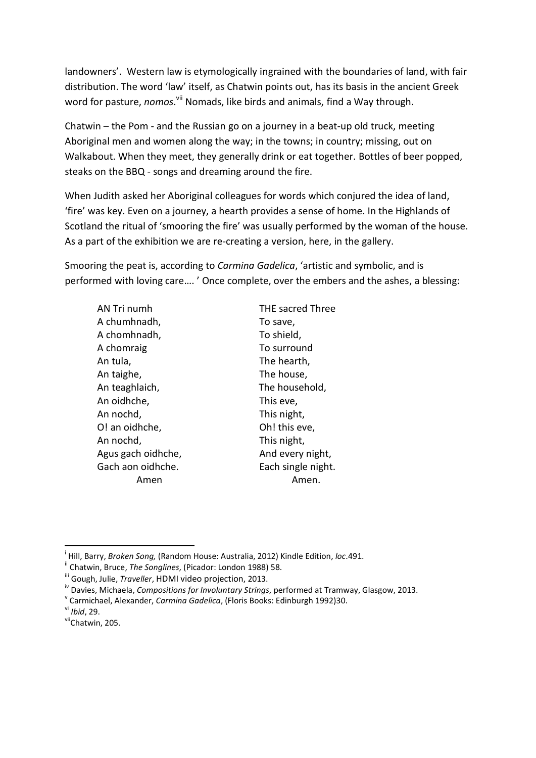landowners'. Western law is etymologically ingrained with the boundaries of land, with fair distribution. The word 'law' itself, as Chatwin points out, has its basis in the ancient Greek word for pasture, *nomos*.[vii] Nomads, like birds and animals, find a Way through.

Chatwin – the Pom - and the Russian go on a journey in a beat-up old truck, meeting Aboriginal men and women along the way; in the towns; in country; missing, out on Walkabout. When they meet, they generally drink or eat together. Bottles of beer popped, steaks on the BBQ - songs and dreaming around the fire.

When Judith asked her Aboriginal colleagues for words which conjured the idea of land, 'fire' was key. Even on a journey, a hearth provides a sense of home. In the Highlands of Scotland the ritual of 'smooring the fire' was usually performed by the woman of the house. As a part of the exhibition we are re-creating a version, here, in the gallery.

Smooring the peat is, according to *Carmina Gadelica*, 'artistic and symbolic, and is performed with loving care…. ' Once complete, over the embers and the ashes, a blessing:

| | |
|---|---|
| AN Tri numh | THE sacred Three |
| A chumhnadh, | To save, |
| A chomhnadh, | To shield, |
| A chomraig | To surround |
| An tula, | The hearth, |
| An taighe, | The house, |
| An teaghlaich, | The household, |
| An oidhche, | This eve, |
| An nochd, | This night, |
| O! an oidhche, | Oh! this eve, |
| An nochd, | This night, |
| Agus gach oidhche, | And every night, |
| Gach aon oidhche. | Each single night. |
| Amen | Amen. |

---

[i] Hill, Barry, *Broken Song,* (Random House: Australia, 2012) Kindle Edition, *loc*.491.

[ii] Chatwin, Bruce, *The Songlines*, (Picador: London 1988) 58.

[iii] Gough, Julie, *Traveller*, HDMI video projection, 2013.

[iv] Davies, Michaela, *Compositions for Involuntary Strings*, performed at Tramway, Glasgow, 2013.

[v] Carmichael, Alexander, *Carmina Gadelica*, (Floris Books: Edinburgh 1992)30.

[vi] *Ibid*, 29.

[vii] Chatwin, 205.